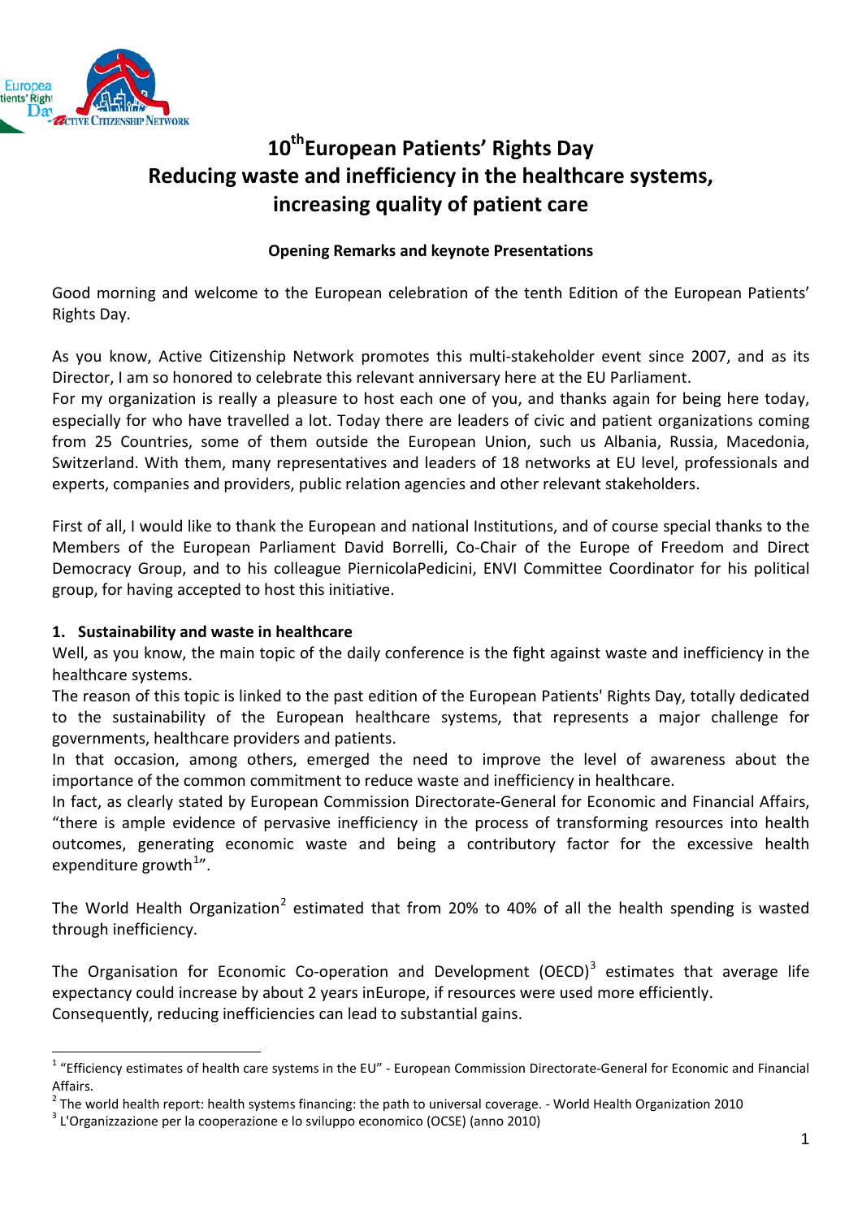# 10th European Patients' Rights Day
# Reducing waste and inefficiency in the healthcare systems, increasing quality of patient care

**Opening Remarks and keynote Presentations**

Good morning and welcome to the European celebration of the tenth Edition of the European Patients' Rights Day.

As you know, Active Citizenship Network promotes this multi-stakeholder event since 2007, and as its Director, I am so honored to celebrate this relevant anniversary here at the EU Parliament.
For my organization is really a pleasure to host each one of you, and thanks again for being here today, especially for who have travelled a lot. Today there are leaders of civic and patient organizations coming from 25 Countries, some of them outside the European Union, such us Albania, Russia, Macedonia, Switzerland. With them, many representatives and leaders of 18 networks at EU level, professionals and experts, companies and providers, public relation agencies and other relevant stakeholders.

First of all, I would like to thank the European and national Institutions, and of course special thanks to the Members of the European Parliament David Borrelli, Co-Chair of the Europe of Freedom and Direct Democracy Group, and to his colleague PiernicolaPedicini, ENVI Committee Coordinator for his political group, for having accepted to host this initiative.

## 1. Sustainability and waste in healthcare

Well, as you know, the main topic of the daily conference is the fight against waste and inefficiency in the healthcare systems.
The reason of this topic is linked to the past edition of the European Patients' Rights Day, totally dedicated to the sustainability of the European healthcare systems, that represents a major challenge for governments, healthcare providers and patients.
In that occasion, among others, emerged the need to improve the level of awareness about the importance of the common commitment to reduce waste and inefficiency in healthcare.
In fact, as clearly stated by European Commission Directorate-General for Economic and Financial Affairs, "there is ample evidence of pervasive inefficiency in the process of transforming resources into health outcomes, generating economic waste and being a contributory factor for the excessive health expenditure growth[1]".

The World Health Organization[2] estimated that from 20% to 40% of all the health spending is wasted through inefficiency.

The Organisation for Economic Co-operation and Development (OECD)[3] estimates that average life expectancy could increase by about 2 years inEurope, if resources were used more efficiently.
Consequently, reducing inefficiencies can lead to substantial gains.

---

[1] "Efficiency estimates of health care systems in the EU" - European Commission Directorate-General for Economic and Financial Affairs.
[2] The world health report: health systems financing: the path to universal coverage. - World Health Organization 2010
[3] L'Organizzazione per la cooperazione e lo sviluppo economico (OCSE) (anno 2010)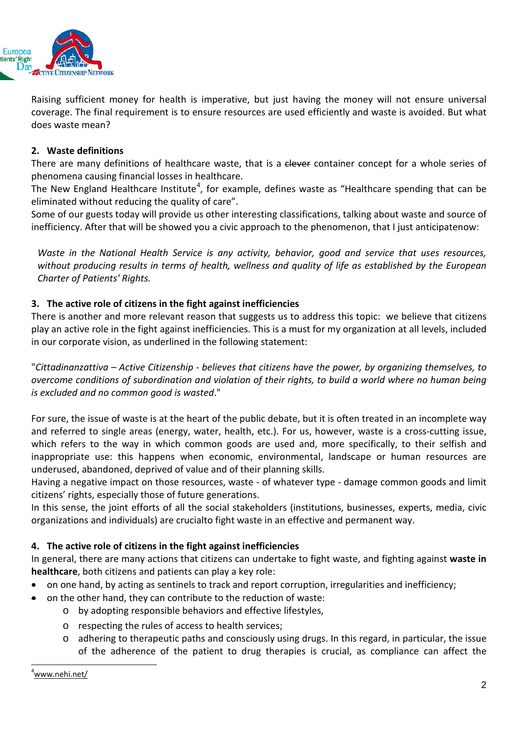Raising sufficient money for health is imperative, but just having the money will not ensure universal coverage. The final requirement is to ensure resources are used efficiently and waste is avoided. But what does waste mean?

## 2. Waste definitions

There are many definitions of healthcare waste, that is a ~~clever~~ container concept for a whole series of phenomena causing financial losses in healthcare.

The New England Healthcare Institute[4], for example, defines waste as "Healthcare spending that can be eliminated without reducing the quality of care".

Some of our guests today will provide us other interesting classifications, talking about waste and source of inefficiency. After that will be showed you a civic approach to the phenomenon, that I just anticipatenow:

> *Waste in the National Health Service is any activity, behavior, good and service that uses resources, without producing results in terms of health, wellness and quality of life as established by the European Charter of Patients' Rights.*

## 3. The active role of citizens in the fight against inefficiencies

There is another and more relevant reason that suggests us to address this topic: we believe that citizens play an active role in the fight against inefficiencies. This is a must for my organization at all levels, included in our corporate vision, as underlined in the following statement:

"*Cittadinanzattiva – Active Citizenship - believes that citizens have the power, by organizing themselves, to overcome conditions of subordination and violation of their rights, to build a world where no human being is excluded and no common good is wasted*."

For sure, the issue of waste is at the heart of the public debate, but it is often treated in an incomplete way and referred to single areas (energy, water, health, etc.). For us, however, waste is a cross-cutting issue, which refers to the way in which common goods are used and, more specifically, to their selfish and inappropriate use: this happens when economic, environmental, landscape or human resources are underused, abandoned, deprived of value and of their planning skills.

Having a negative impact on those resources, waste - of whatever type - damage common goods and limit citizens' rights, especially those of future generations.

In this sense, the joint efforts of all the social stakeholders (institutions, businesses, experts, media, civic organizations and individuals) are crucialto fight waste in an effective and permanent way.

## 4. The active role of citizens in the fight against inefficiencies

In general, there are many actions that citizens can undertake to fight waste, and fighting against **waste in healthcare**, both citizens and patients can play a key role:

- on one hand, by acting as sentinels to track and report corruption, irregularities and inefficiency;
- on the other hand, they can contribute to the reduction of waste:
  - by adopting responsible behaviors and effective lifestyles,
  - respecting the rules of access to health services;
  - adhering to therapeutic paths and consciously using drugs. In this regard, in particular, the issue of the adherence of the patient to drug therapies is crucial, as compliance can affect the

---

[4] www.nehi.net/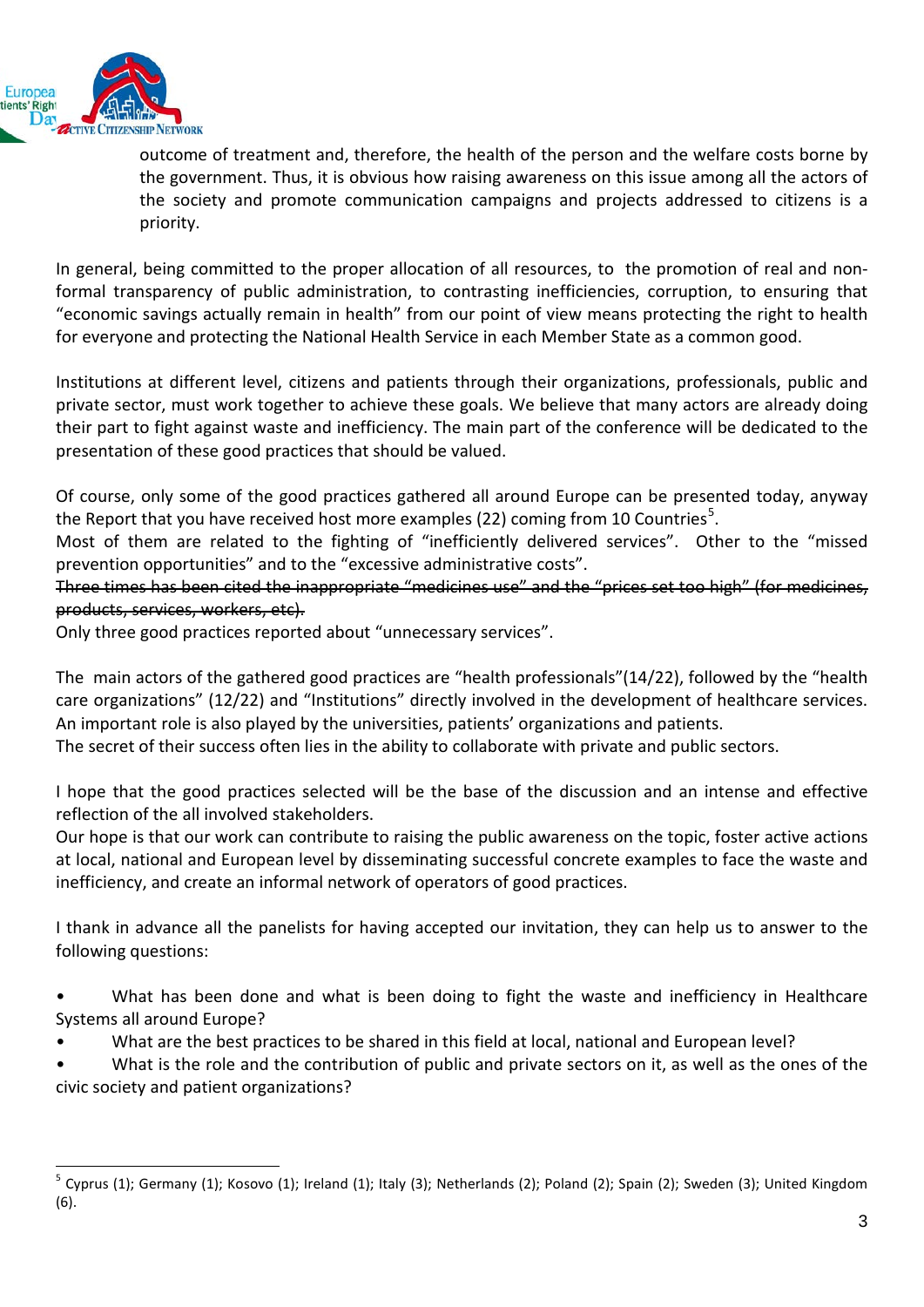outcome of treatment and, therefore, the health of the person and the welfare costs borne by the government. Thus, it is obvious how raising awareness on this issue among all the actors of the society and promote communication campaigns and projects addressed to citizens is a priority.

In general, being committed to the proper allocation of all resources, to the promotion of real and non-formal transparency of public administration, to contrasting inefficiencies, corruption, to ensuring that "economic savings actually remain in health" from our point of view means protecting the right to health for everyone and protecting the National Health Service in each Member State as a common good.

Institutions at different level, citizens and patients through their organizations, professionals, public and private sector, must work together to achieve these goals. We believe that many actors are already doing their part to fight against waste and inefficiency. The main part of the conference will be dedicated to the presentation of these good practices that should be valued.

Of course, only some of the good practices gathered all around Europe can be presented today, anyway the Report that you have received host more examples (22) coming from 10 Countries[5].

Most of them are related to the fighting of "inefficiently delivered services". Other to the "missed prevention opportunities" and to the "excessive administrative costs".

~~Three times has been cited the inappropriate "medicines use" and the "prices set too high" (for medicines, products, services, workers, etc).~~

Only three good practices reported about "unnecessary services".

The main actors of the gathered good practices are "health professionals"(14/22), followed by the "health care organizations" (12/22) and "Institutions" directly involved in the development of healthcare services. An important role is also played by the universities, patients' organizations and patients.

The secret of their success often lies in the ability to collaborate with private and public sectors.

I hope that the good practices selected will be the base of the discussion and an intense and effective reflection of the all involved stakeholders.

Our hope is that our work can contribute to raising the public awareness on the topic, foster active actions at local, national and European level by disseminating successful concrete examples to face the waste and inefficiency, and create an informal network of operators of good practices.

I thank in advance all the panelists for having accepted our invitation, they can help us to answer to the following questions:

- What has been done and what is been doing to fight the waste and inefficiency in Healthcare Systems all around Europe?
- What are the best practices to be shared in this field at local, national and European level?
- What is the role and the contribution of public and private sectors on it, as well as the ones of the civic society and patient organizations?

---

[5] Cyprus (1); Germany (1); Kosovo (1); Ireland (1); Italy (3); Netherlands (2); Poland (2); Spain (2); Sweden (3); United Kingdom (6).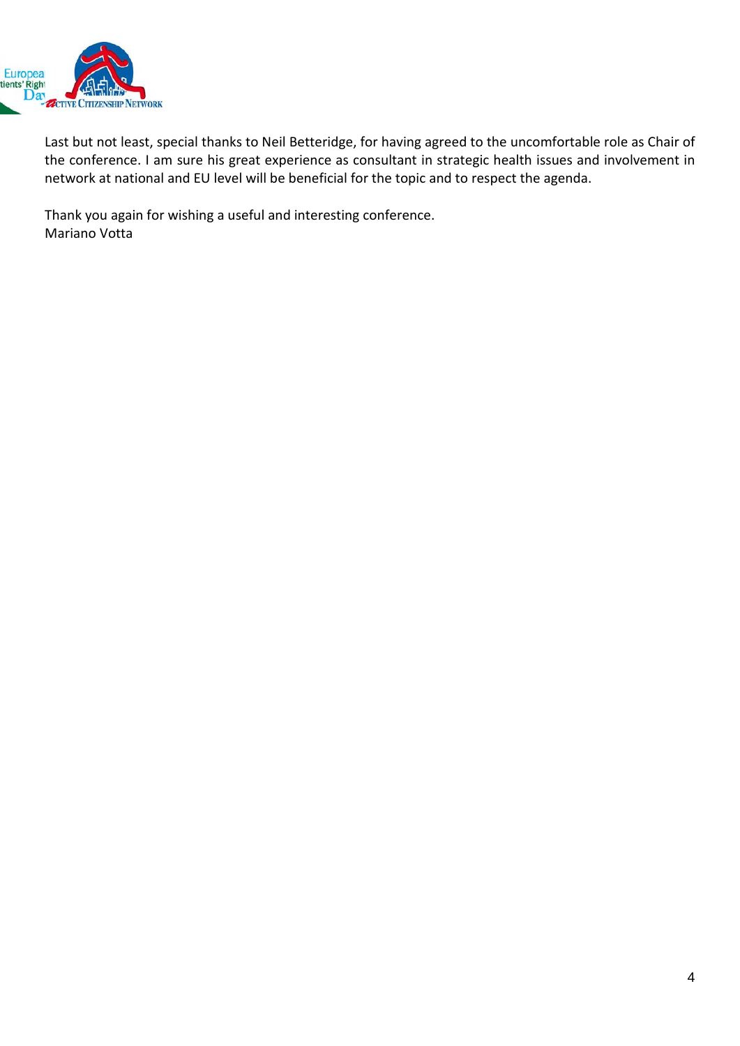Last but not least, special thanks to Neil Betteridge, for having agreed to the uncomfortable role as Chair of the conference. I am sure his great experience as consultant in strategic health issues and involvement in network at national and EU level will be beneficial for the topic and to respect the agenda.

Thank you again for wishing a useful and interesting conference.
Mariano Votta